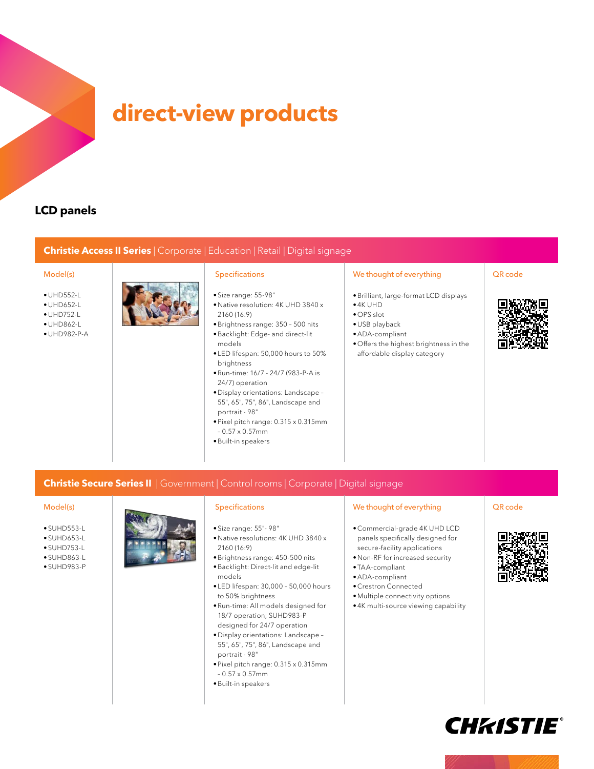# direct-view products

## LCD panels

### Christie Access II Series | Corporate | Education | Retail | Digital signage

| Model(s) | Specifications | We thought of everything | QR code |
|---|---|---|---|
| • UHD552-L<br>• UHD652-L<br>• UHD752-L<br>• UHD862-L<br>• UHD982-P-A | • Size range: 55-98"<br>• Native resolution: 4K UHD 3840 x 2160 (16:9)<br>• Brightness range: 350 – 500 nits<br>• Backlight: Edge- and direct-lit models<br>• LED lifespan: 50,000 hours to 50% brightness<br>• Run-time: 16/7 - 24/7 (983-P-A is 24/7) operation<br>• Display orientations: Landscape – 55", 65", 75", 86", Landscape and portrait - 98"<br>• Pixel pitch range: 0.315 x 0.315mm – 0.57 x 0.57mm<br>• Built-in speakers | • Brilliant, large-format LCD displays<br>• 4K UHD<br>• OPS slot<br>• USB playback<br>• ADA-compliant<br>• Offers the highest brightness in the affordable display category | |

### Christie Secure Series II | Government | Control rooms | Corporate | Digital signage

| Model(s) | Specifications | We thought of everything | QR code |
|---|---|---|---|
| • SUHD553-L<br>• SUHD653-L<br>• SUHD753-L<br>• SUHD863-L<br>• SUHD983-P | • Size range: 55"- 98"<br>• Native resolutions: 4K UHD 3840 x 2160 (16:9)<br>• Brightness range: 450-500 nits<br>• Backlight: Direct-lit and edge-lit models<br>• LED lifespan: 30,000 – 50,000 hours to 50% brightness<br>• Run-time: All models designed for 18/7 operation; SUHD983-P designed for 24/7 operation<br>• Display orientations: Landscape – 55", 65", 75", 86", Landscape and portrait - 98"<br>• Pixel pitch range: 0.315 x 0.315mm – 0.57 x 0.57mm<br>• Built-in speakers | • Commercial-grade 4K UHD LCD panels specifically designed for secure-facility applications<br>• Non-RF for increased security<br>• TAA-compliant<br>• ADA-compliant<br>• Crestron Connected<br>• Multiple connectivity options<br>• 4K multi-source viewing capability | |

CHRISTIE®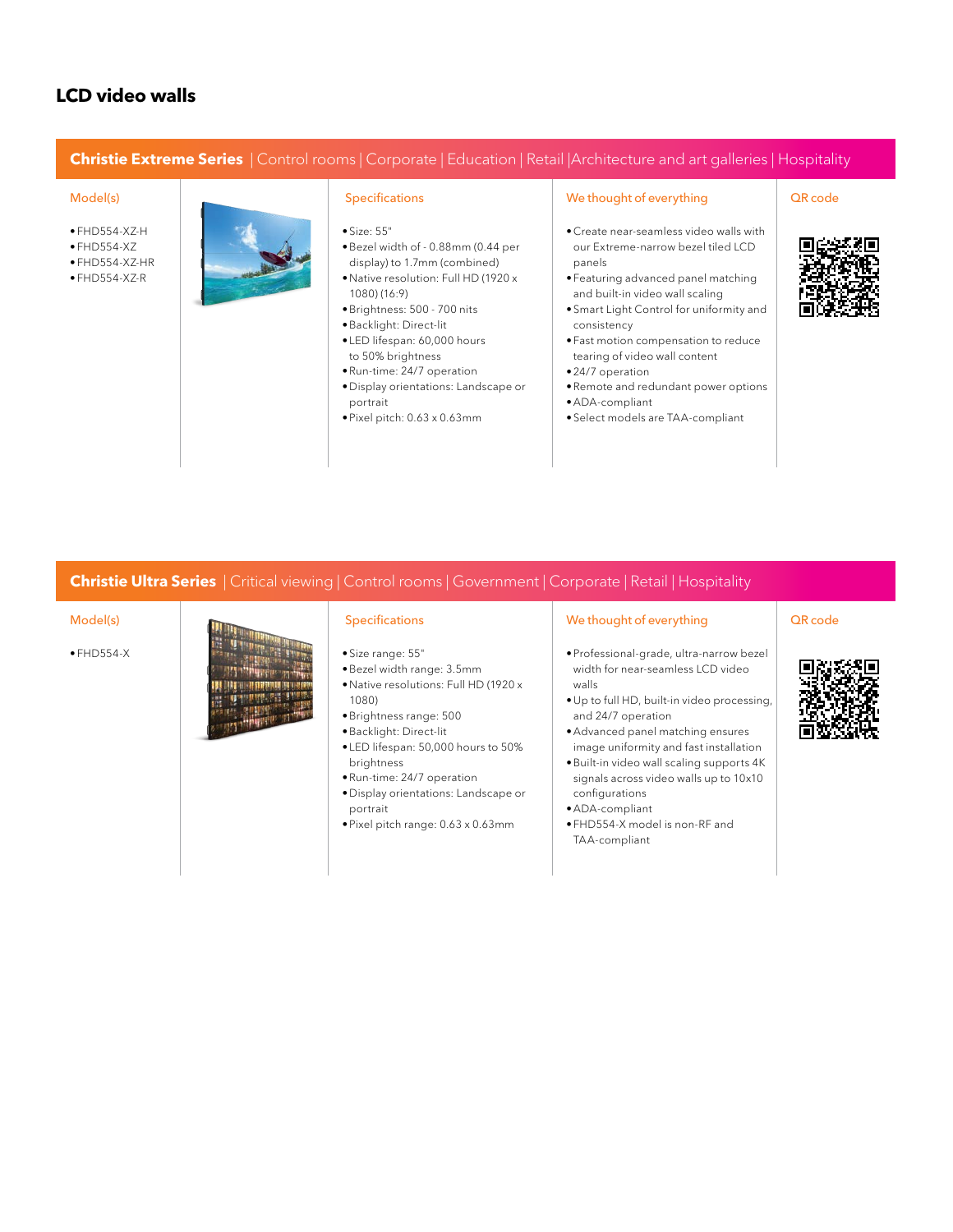# LCD video walls

## Christie Extreme Series | Control rooms | Corporate | Education | Retail | Architecture and art galleries | Hospitality

### Model(s)

- FHD554-XZ-H
- FHD554-XZ
- FHD554-XZ-HR
- FHD554-XZ-R

### Specifications

- Size: 55"
- Bezel width of - 0.88mm (0.44 per display) to 1.7mm (combined)
- Native resolution: Full HD (1920 x 1080) (16:9)
- Brightness: 500 - 700 nits
- Backlight: Direct-lit
- LED lifespan: 60,000 hours to 50% brightness
- Run-time: 24/7 operation
- Display orientations: Landscape or portrait
- Pixel pitch: 0.63 x 0.63mm

### We thought of everything

- Create near-seamless video walls with our Extreme-narrow bezel tiled LCD panels
- Featuring advanced panel matching and built-in video wall scaling
- Smart Light Control for uniformity and consistency
- Fast motion compensation to reduce tearing of video wall content
- 24/7 operation
- Remote and redundant power options
- ADA-compliant
- Select models are TAA-compliant

### QR code

## Christie Ultra Series | Critical viewing | Control rooms | Government | Corporate | Retail | Hospitality

### Model(s)

- FHD554-X

### Specifications

- Size range: 55"
- Bezel width range: 3.5mm
- Native resolutions: Full HD (1920 x 1080)
- Brightness range: 500
- Backlight: Direct-lit
- LED lifespan: 50,000 hours to 50% brightness
- Run-time: 24/7 operation
- Display orientations: Landscape or portrait
- Pixel pitch range: 0.63 x 0.63mm

### We thought of everything

- Professional-grade, ultra-narrow bezel width for near-seamless LCD video walls
- Up to full HD, built-in video processing, and 24/7 operation
- Advanced panel matching ensures image uniformity and fast installation
- Built-in video wall scaling supports 4K signals across video walls up to 10x10 configurations
- ADA-compliant
- FHD554-X model is non-RF and TAA-compliant

### QR code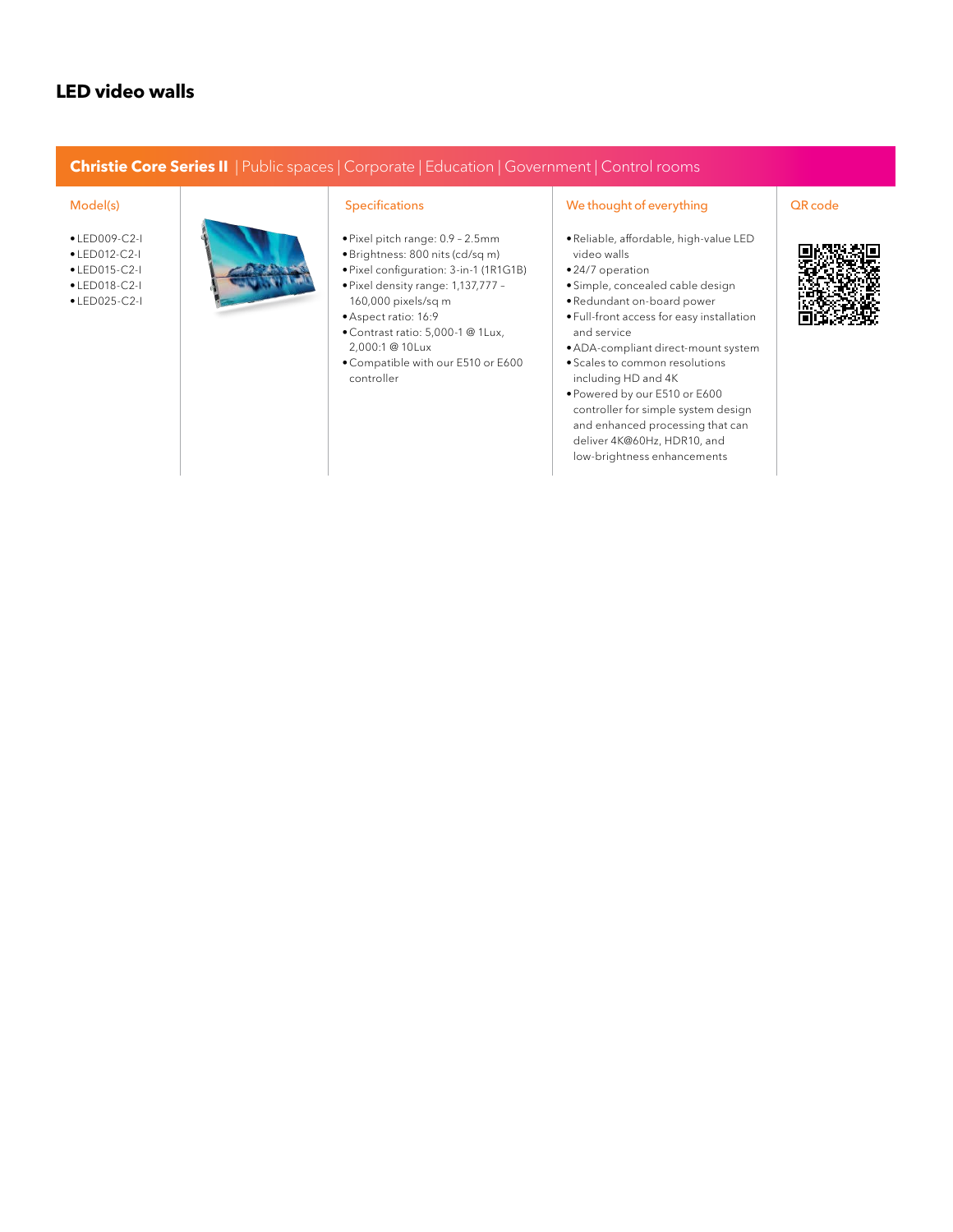# LED video walls

## Christie Core Series II | Public spaces | Corporate | Education | Government | Control rooms

| Model(s) | Specifications | We thought of everything | QR code |
|---|---|---|---|
| • LED009-C2-I<br>• LED012-C2-I<br>• LED015-C2-I<br>• LED018-C2-I<br>• LED025-C2-I | • Pixel pitch range: 0.9 – 2.5mm<br>• Brightness: 800 nits (cd/sq m)<br>• Pixel configuration: 3-in-1 (1R1G1B)<br>• Pixel density range: 1,137,777 – 160,000 pixels/sq m<br>• Aspect ratio: 16:9<br>• Contrast ratio: 5,000-1 @ 1Lux, 2,000:1 @ 10Lux<br>• Compatible with our E510 or E600 controller | • Reliable, affordable, high-value LED video walls<br>• 24/7 operation<br>• Simple, concealed cable design<br>• Redundant on-board power<br>• Full-front access for easy installation and service<br>• ADA-compliant direct-mount system<br>• Scales to common resolutions including HD and 4K<br>• Powered by our E510 or E600 controller for simple system design and enhanced processing that can deliver 4K@60Hz, HDR10, and low-brightness enhancements | |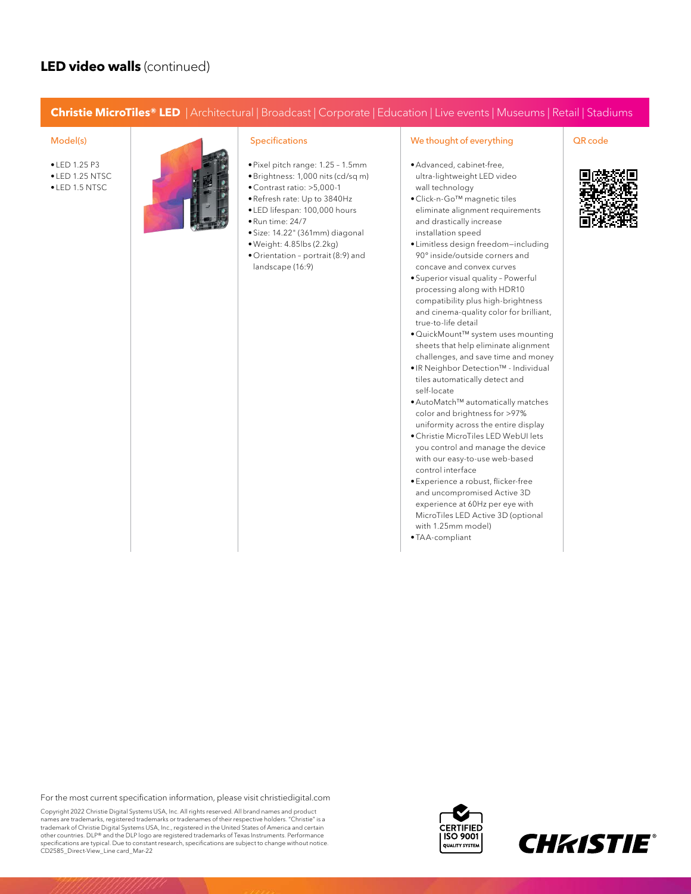## **LED video walls** (continued)

### **Christie MicroTiles® LED** | Architectural | Broadcast | Corporate | Education | Live events | Museums | Retail | Stadiums

#### Model(s)

- LED 1.25 P3
- LED 1.25 NTSC
- LED 1.5 NTSC

#### Specifications

- Pixel pitch range: 1.25 – 1.5mm
- Brightness: 1,000 nits (cd/sq m)
- Contrast ratio: >5,000-1
- Refresh rate: Up to 3840Hz
- LED lifespan: 100,000 hours
- Run time: 24/7
- Size: 14.22" (361mm) diagonal
- Weight: 4.85lbs (2.2kg)
- Orientation – portrait (8:9) and landscape (16:9)

#### We thought of everything

- Advanced, cabinet-free, ultra-lightweight LED video wall technology
- Click-n-Go™ magnetic tiles eliminate alignment requirements and drastically increase installation speed
- Limitless design freedom—including 90° inside/outside corners and concave and convex curves
- Superior visual quality – Powerful processing along with HDR10 compatibility plus high-brightness and cinema-quality color for brilliant, true-to-life detail
- QuickMount™ system uses mounting sheets that help eliminate alignment challenges, and save time and money
- IR Neighbor Detection™ - Individual tiles automatically detect and self-locate
- AutoMatch™ automatically matches color and brightness for >97% uniformity across the entire display
- Christie MicroTiles LED WebUI lets you control and manage the device with our easy-to-use web-based control interface
- Experience a robust, flicker-free and uncompromised Active 3D experience at 60Hz per eye with MicroTiles LED Active 3D (optional with 1.25mm model)
- TAA-compliant

#### QR code

For the most current specification information, please visit christiedigital.com

Copyright 2022 Christie Digital Systems USA, Inc. All rights reserved. All brand names and product names are trademarks, registered trademarks or tradenames of their respective holders. "Christie" is a trademark of Christie Digital Systems USA, Inc., registered in the United States of America and certain other countries. DLP® and the DLP logo are registered trademarks of Texas Instruments. Performance specifications are typical. Due to constant research, specifications are subject to change without notice. CD2585_Direct-View_Line card_Mar-22

CERTIFIED ISO 9001 QUALITY SYSTEM

CHRISTIE®